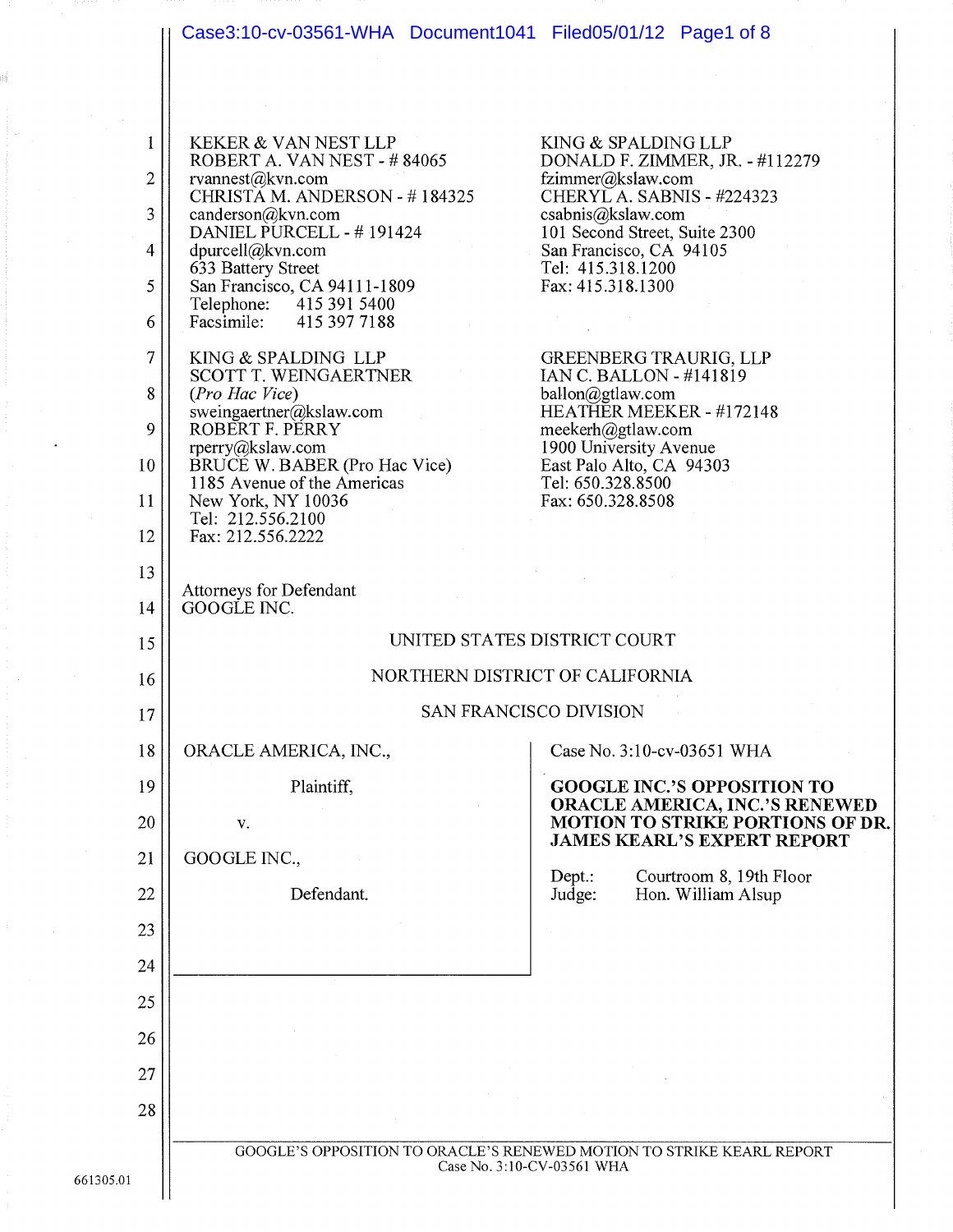KEKER & VAN NEST LLP
ROBERT A. VAN NEST - # 84065
rvannest@kvn.com
CHRISTA M. ANDERSON - # 184325
canderson@kvn.com
DANIEL PURCELL - # 191424
dpurcell@kvn.com
633 Battery Street
San Francisco, CA 94111-1809
Telephone: 415 391 5400
Facsimile: 415 397 7188

KING & SPALDING LLP
DONALD F. ZIMMER, JR. - #112279
fzimmer@kslaw.com
CHERYL A. SABNIS - #224323
csabnis@kslaw.com
101 Second Street, Suite 2300
San Francisco, CA 94105
Tel: 415.318.1200
Fax: 415.318.1300

KING & SPALDING LLP
SCOTT T. WEINGAERTNER
*(Pro Hac Vice)*
sweingaertner@kslaw.com
ROBERT F. PERRY
rperry@kslaw.com
BRUCE W. BABER (Pro Hac Vice)
1185 Avenue of the Americas
New York, NY 10036
Tel: 212.556.2100
Fax: 212.556.2222

GREENBERG TRAURIG, LLP
IAN C. BALLON - #141819
ballon@gtlaw.com
HEATHER MEEKER - #172148
meekerh@gtlaw.com
1900 University Avenue
East Palo Alto, CA 94303
Tel: 650.328.8500
Fax: 650.328.8508

Attorneys for Defendant
GOOGLE INC.

UNITED STATES DISTRICT COURT

NORTHERN DISTRICT OF CALIFORNIA

SAN FRANCISCO DIVISION

ORACLE AMERICA, INC.,

Plaintiff,

v.

GOOGLE INC.,

Defendant.

Case No. 3:10-cv-03651 WHA

**GOOGLE INC.'S OPPOSITION TO ORACLE AMERICA, INC.'S RENEWED MOTION TO STRIKE PORTIONS OF DR. JAMES KEARL'S EXPERT REPORT**

Dept.: Courtroom 8, 19th Floor
Judge: Hon. William Alsup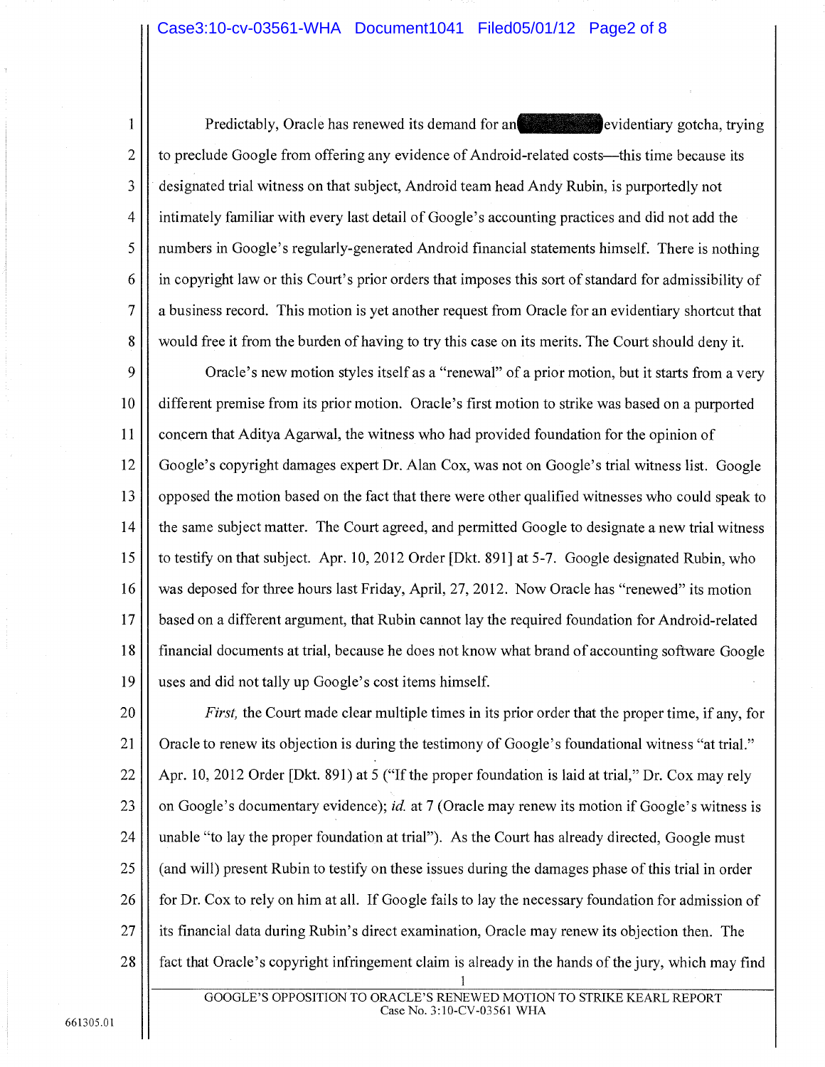Predictably, Oracle has renewed its demand for an [REDACTED] evidentiary gotcha, trying to preclude Google from offering any evidence of Android-related costs—this time because its designated trial witness on that subject, Android team head Andy Rubin, is purportedly not intimately familiar with every last detail of Google's accounting practices and did not add the numbers in Google's regularly-generated Android financial statements himself. There is nothing in copyright law or this Court's prior orders that imposes this sort of standard for admissibility of a business record. This motion is yet another request from Oracle for an evidentiary shortcut that would free it from the burden of having to try this case on its merits. The Court should deny it.

Oracle's new motion styles itself as a "renewal" of a prior motion, but it starts from a very different premise from its prior motion. Oracle's first motion to strike was based on a purported concern that Aditya Agarwal, the witness who had provided foundation for the opinion of Google's copyright damages expert Dr. Alan Cox, was not on Google's trial witness list. Google opposed the motion based on the fact that there were other qualified witnesses who could speak to the same subject matter. The Court agreed, and permitted Google to designate a new trial witness to testify on that subject. Apr. 10, 2012 Order [Dkt. 891] at 5-7. Google designated Rubin, who was deposed for three hours last Friday, April, 27, 2012. Now Oracle has "renewed" its motion based on a different argument, that Rubin cannot lay the required foundation for Android-related financial documents at trial, because he does not know what brand of accounting software Google uses and did not tally up Google's cost items himself.

*First,* the Court made clear multiple times in its prior order that the proper time, if any, for Oracle to renew its objection is during the testimony of Google's foundational witness "at trial." Apr. 10, 2012 Order [Dkt. 891) at 5 ("If the proper foundation is laid at trial," Dr. Cox may rely on Google's documentary evidence); *id.* at 7 (Oracle may renew its motion if Google's witness is unable "to lay the proper foundation at trial"). As the Court has already directed, Google must (and will) present Rubin to testify on these issues during the damages phase of this trial in order for Dr. Cox to rely on him at all. If Google fails to lay the necessary foundation for admission of its financial data during Rubin's direct examination, Oracle may renew its objection then. The fact that Oracle's copyright infringement claim is already in the hands of the jury, which may find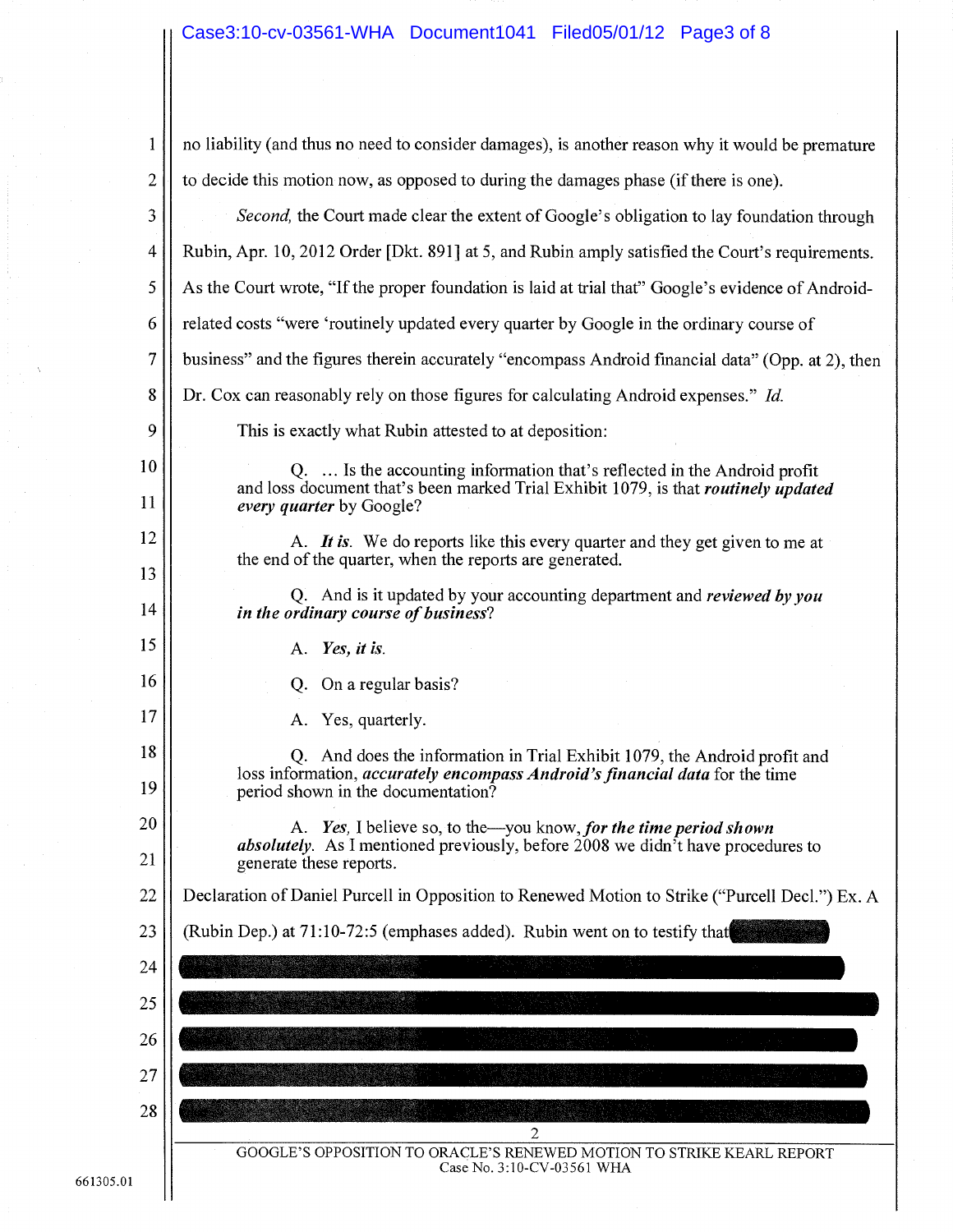no liability (and thus no need to consider damages), is another reason why it would be premature to decide this motion now, as opposed to during the damages phase (if there is one).

*Second,* the Court made clear the extent of Google's obligation to lay foundation through Rubin, Apr. 10, 2012 Order [Dkt. 891] at 5, and Rubin amply satisfied the Court's requirements. As the Court wrote, "If the proper foundation is laid at trial that" Google's evidence of Android-related costs "were 'routinely updated every quarter by Google in the ordinary course of business" and the figures therein accurately "encompass Android financial data" (Opp. at 2), then Dr. Cox can reasonably rely on those figures for calculating Android expenses." *Id.*

This is exactly what Rubin attested to at deposition:

> Q. … Is the accounting information that's reflected in the Android profit and loss document that's been marked Trial Exhibit 1079, is that ***routinely updated every quarter*** by Google?
>
> A. ***It is.*** We do reports like this every quarter and they get given to me at the end of the quarter, when the reports are generated.
>
> Q. And is it updated by your accounting department and ***reviewed by you in the ordinary course of business***?
>
> A. ***Yes, it is.***
>
> Q. On a regular basis?
>
> A. Yes, quarterly.
>
> Q. And does the information in Trial Exhibit 1079, the Android profit and loss information, ***accurately encompass Android's financial data*** for the time period shown in the documentation?
>
> A. ***Yes,*** I believe so, to the—you know, ***for the time period shown absolutely.*** As I mentioned previously, before 2008 we didn't have procedures to generate these reports.

Declaration of Daniel Purcell in Opposition to Renewed Motion to Strike ("Purcell Decl.") Ex. A (Rubin Dep.) at 71:10-72:5 (emphases added). Rubin went on to testify that [REDACTED]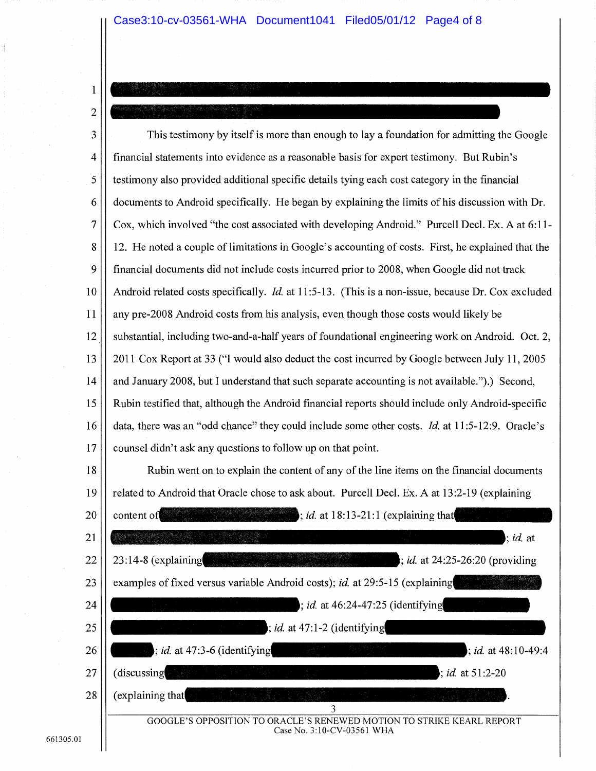[REDACTED]

This testimony by itself is more than enough to lay a foundation for admitting the Google financial statements into evidence as a reasonable basis for expert testimony. But Rubin's testimony also provided additional specific details tying each cost category in the financial documents to Android specifically. He began by explaining the limits of his discussion with Dr. Cox, which involved "the cost associated with developing Android." Purcell Decl. Ex. A at 6:11-12. He noted a couple of limitations in Google's accounting of costs. First, he explained that the financial documents did not include costs incurred prior to 2008, when Google did not track Android related costs specifically. *Id.* at 11:5-13. (This is a non-issue, because Dr. Cox excluded any pre-2008 Android costs from his analysis, even though those costs would likely be substantial, including two-and-a-half years of foundational engineering work on Android. Oct. 2, 2011 Cox Report at 33 ("I would also deduct the cost incurred by Google between July 11, 2005 and January 2008, but I understand that such separate accounting is not available.").) Second, Rubin testified that, although the Android financial reports should include only Android-specific data, there was an "odd chance" they could include some other costs. *Id.* at 11:5-12:9. Oracle's counsel didn't ask any questions to follow up on that point.

Rubin went on to explain the content of any of the line items on the financial documents related to Android that Oracle chose to ask about. Purcell Decl. Ex. A at 13:2-19 (explaining content of [REDACTED]; *id.* at 18:13-21:1 (explaining that [REDACTED]; *id.* at 23:14-8 (explaining [REDACTED]; *id.* at 24:25-26:20 (providing examples of fixed versus variable Android costs); *id.* at 29:5-15 (explaining [REDACTED]; *id.* at 46:24-47:25 (identifying [REDACTED]; *id.* at 47:1-2 (identifying [REDACTED]; *id.* at 47:3-6 (identifying [REDACTED]; *id.* at 48:10-49:4 (discussing [REDACTED]; *id.* at 51:2-20 (explaining that [REDACTED].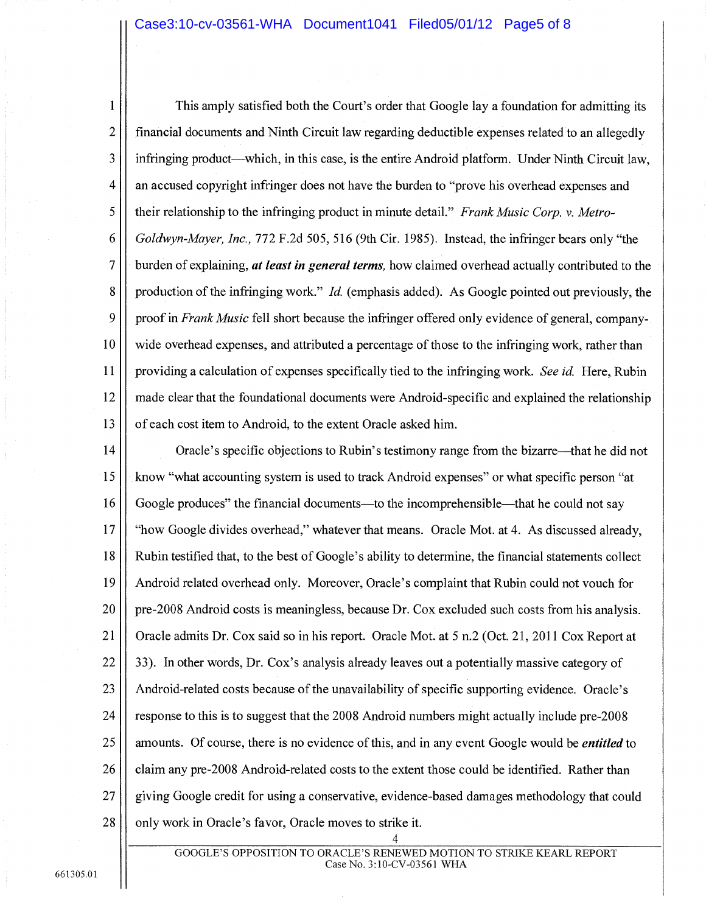This amply satisfied both the Court's order that Google lay a foundation for admitting its financial documents and Ninth Circuit law regarding deductible expenses related to an allegedly infringing product—which, in this case, is the entire Android platform. Under Ninth Circuit law, an accused copyright infringer does not have the burden to "prove his overhead expenses and their relationship to the infringing product in minute detail." *Frank Music Corp. v. Metro-Goldwyn-Mayer, Inc.*, 772 F.2d 505, 516 (9th Cir. 1985). Instead, the infringer bears only "the burden of explaining, ***at least in general terms,*** how claimed overhead actually contributed to the production of the infringing work." *Id.* (emphasis added). As Google pointed out previously, the proof in *Frank Music* fell short because the infringer offered only evidence of general, company-wide overhead expenses, and attributed a percentage of those to the infringing work, rather than providing a calculation of expenses specifically tied to the infringing work. *See id.* Here, Rubin made clear that the foundational documents were Android-specific and explained the relationship of each cost item to Android, to the extent Oracle asked him.

Oracle's specific objections to Rubin's testimony range from the bizarre—that he did not know "what accounting system is used to track Android expenses" or what specific person "at Google produces" the financial documents—to the incomprehensible—that he could not say "how Google divides overhead," whatever that means. Oracle Mot. at 4. As discussed already, Rubin testified that, to the best of Google's ability to determine, the financial statements collect Android related overhead only. Moreover, Oracle's complaint that Rubin could not vouch for pre-2008 Android costs is meaningless, because Dr. Cox excluded such costs from his analysis. Oracle admits Dr. Cox said so in his report. Oracle Mot. at 5 n.2 (Oct. 21, 2011 Cox Report at 33). In other words, Dr. Cox's analysis already leaves out a potentially massive category of Android-related costs because of the unavailability of specific supporting evidence. Oracle's response to this is to suggest that the 2008 Android numbers might actually include pre-2008 amounts. Of course, there is no evidence of this, and in any event Google would be ***entitled*** to claim any pre-2008 Android-related costs to the extent those could be identified. Rather than giving Google credit for using a conservative, evidence-based damages methodology that could only work in Oracle's favor, Oracle moves to strike it.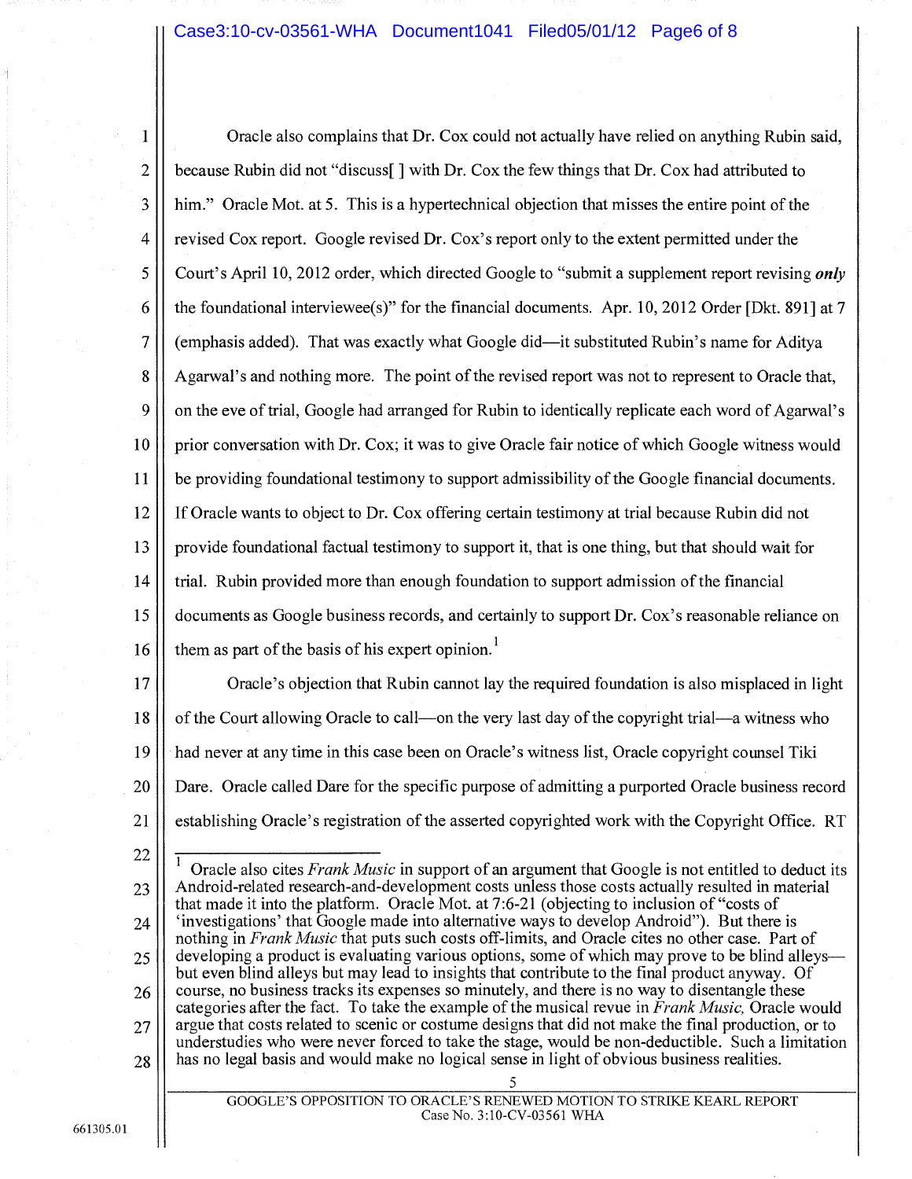Oracle also complains that Dr. Cox could not actually have relied on anything Rubin said, because Rubin did not "discuss[ ] with Dr. Cox the few things that Dr. Cox had attributed to him." Oracle Mot. at 5. This is a hypertechnical objection that misses the entire point of the revised Cox report. Google revised Dr. Cox's report only to the extent permitted under the Court's April 10, 2012 order, which directed Google to "submit a supplement report revising ***only*** the foundational interviewee(s)" for the financial documents. Apr. 10, 2012 Order [Dkt. 891] at 7 (emphasis added). That was exactly what Google did—it substituted Rubin's name for Aditya Agarwal's and nothing more. The point of the revised report was not to represent to Oracle that, on the eve of trial, Google had arranged for Rubin to identically replicate each word of Agarwal's prior conversation with Dr. Cox; it was to give Oracle fair notice of which Google witness would be providing foundational testimony to support admissibility of the Google financial documents. If Oracle wants to object to Dr. Cox offering certain testimony at trial because Rubin did not provide foundational factual testimony to support it, that is one thing, but that should wait for trial. Rubin provided more than enough foundation to support admission of the financial documents as Google business records, and certainly to support Dr. Cox's reasonable reliance on them as part of the basis of his expert opinion.[1]

Oracle's objection that Rubin cannot lay the required foundation is also misplaced in light of the Court allowing Oracle to call—on the very last day of the copyright trial—a witness who had never at any time in this case been on Oracle's witness list, Oracle copyright counsel Tiki Dare. Oracle called Dare for the specific purpose of admitting a purported Oracle business record establishing Oracle's registration of the asserted copyrighted work with the Copyright Office. RT

---

[1] Oracle also cites *Frank Music* in support of an argument that Google is not entitled to deduct its Android-related research-and-development costs unless those costs actually resulted in material that made it into the platform. Oracle Mot. at 7:6-21 (objecting to inclusion of "costs of 'investigations' that Google made into alternative ways to develop Android"). But there is nothing in *Frank Music* that puts such costs off-limits, and Oracle cites no other case. Part of developing a product is evaluating various options, some of which may prove to be blind alleys—but even blind alleys but may lead to insights that contribute to the final product anyway. Of course, no business tracks its expenses so minutely, and there is no way to disentangle these categories after the fact. To take the example of the musical revue in *Frank Music*, Oracle would argue that costs related to scenic or costume designs that did not make the final production, or to understudies who were never forced to take the stage, would be non-deductible. Such a limitation has no legal basis and would make no logical sense in light of obvious business realities.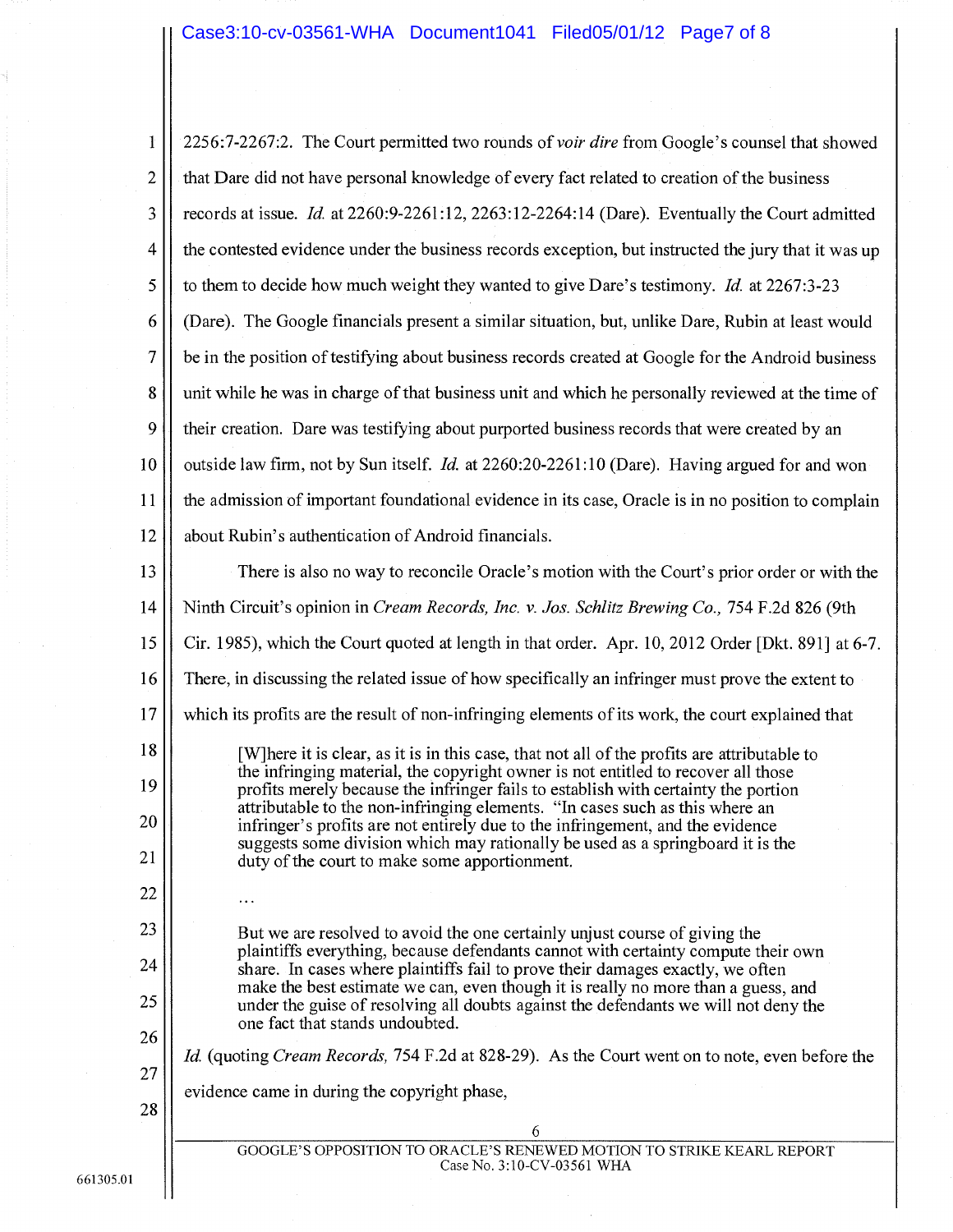2256:7-2267:2. The Court permitted two rounds of *voir dire* from Google's counsel that showed that Dare did not have personal knowledge of every fact related to creation of the business records at issue. *Id.* at 2260:9-2261:12, 2263:12-2264:14 (Dare). Eventually the Court admitted the contested evidence under the business records exception, but instructed the jury that it was up to them to decide how much weight they wanted to give Dare's testimony. *Id.* at 2267:3-23 (Dare). The Google financials present a similar situation, but, unlike Dare, Rubin at least would be in the position of testifying about business records created at Google for the Android business unit while he was in charge of that business unit and which he personally reviewed at the time of their creation. Dare was testifying about purported business records that were created by an outside law firm, not by Sun itself. *Id.* at 2260:20-2261:10 (Dare). Having argued for and won the admission of important foundational evidence in its case, Oracle is in no position to complain about Rubin's authentication of Android financials.

There is also no way to reconcile Oracle's motion with the Court's prior order or with the Ninth Circuit's opinion in *Cream Records, Inc. v. Jos. Schlitz Brewing Co.,* 754 F.2d 826 (9th Cir. 1985), which the Court quoted at length in that order. Apr. 10, 2012 Order [Dkt. 891] at 6-7. There, in discussing the related issue of how specifically an infringer must prove the extent to which its profits are the result of non-infringing elements of its work, the court explained that

> [W]here it is clear, as it is in this case, that not all of the profits are attributable to the infringing material, the copyright owner is not entitled to recover all those profits merely because the infringer fails to establish with certainty the portion attributable to the non-infringing elements. "In cases such as this where an infringer's profits are not entirely due to the infringement, and the evidence suggests some division which may rationally be used as a springboard it is the duty of the court to make some apportionment.
>
> ...
>
> But we are resolved to avoid the one certainly unjust course of giving the plaintiffs everything, because defendants cannot with certainty compute their own share. In cases where plaintiffs fail to prove their damages exactly, we often make the best estimate we can, even though it is really no more than a guess, and under the guise of resolving all doubts against the defendants we will not deny the one fact that stands undoubted.

*Id.* (quoting *Cream Records,* 754 F.2d at 828-29). As the Court went on to note, even before the evidence came in during the copyright phase,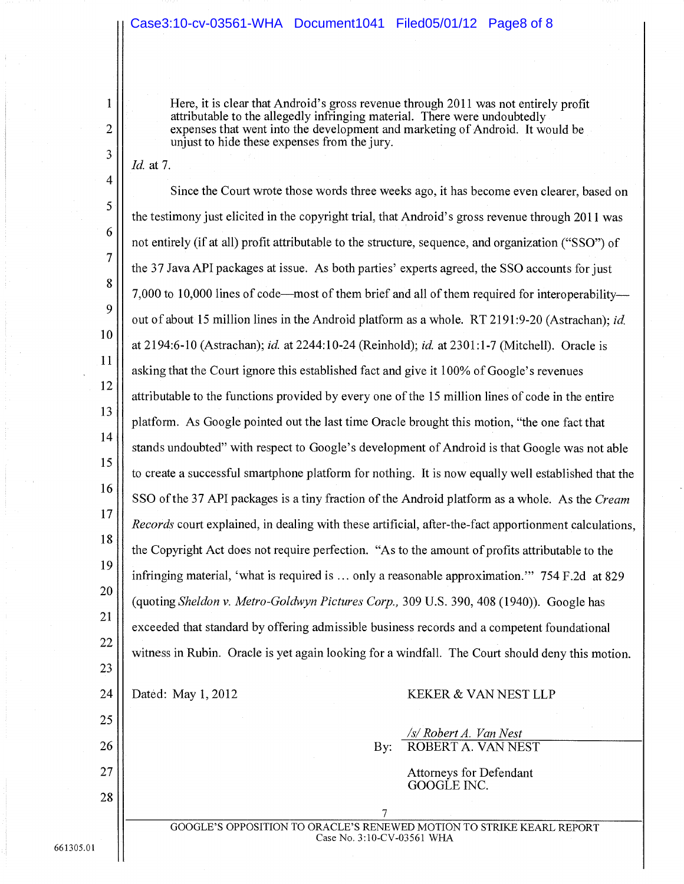> Here, it is clear that Android's gross revenue through 2011 was not entirely profit attributable to the allegedly infringing material. There were undoubtedly expenses that went into the development and marketing of Android. It would be unjust to hide these expenses from the jury.

*Id.* at 7.

Since the Court wrote those words three weeks ago, it has become even clearer, based on the testimony just elicited in the copyright trial, that Android's gross revenue through 2011 was not entirely (if at all) profit attributable to the structure, sequence, and organization ("SSO") of the 37 Java API packages at issue. As both parties' experts agreed, the SSO accounts for just 7,000 to 10,000 lines of code—most of them brief and all of them required for interoperability—out of about 15 million lines in the Android platform as a whole. RT 2191:9-20 (Astrachan); *id.* at 2194:6-10 (Astrachan); *id.* at 2244:10-24 (Reinhold); *id.* at 2301:1-7 (Mitchell). Oracle is asking that the Court ignore this established fact and give it 100% of Google's revenues attributable to the functions provided by every one of the 15 million lines of code in the entire platform. As Google pointed out the last time Oracle brought this motion, "the one fact that stands undoubted" with respect to Google's development of Android is that Google was not able to create a successful smartphone platform for nothing. It is now equally well established that the SSO of the 37 API packages is a tiny fraction of the Android platform as a whole. As the *Cream Records* court explained, in dealing with these artificial, after-the-fact apportionment calculations, the Copyright Act does not require perfection. "As to the amount of profits attributable to the infringing material, 'what is required is … only a reasonable approximation.'" 754 F.2d at 829 (quoting *Sheldon v. Metro-Goldwyn Pictures Corp.,* 309 U.S. 390, 408 (1940)). Google has exceeded that standard by offering admissible business records and a competent foundational witness in Rubin. Oracle is yet again looking for a windfall. The Court should deny this motion.

Dated: May 1, 2012

KEKER & VAN NEST LLP

By: */s/ Robert A. Van Nest*
ROBERT A. VAN NEST

Attorneys for Defendant
GOOGLE INC.

GOOGLE'S OPPOSITION TO ORACLE'S RENEWED MOTION TO STRIKE KEARL REPORT
Case No. 3:10-CV-03561 WHA